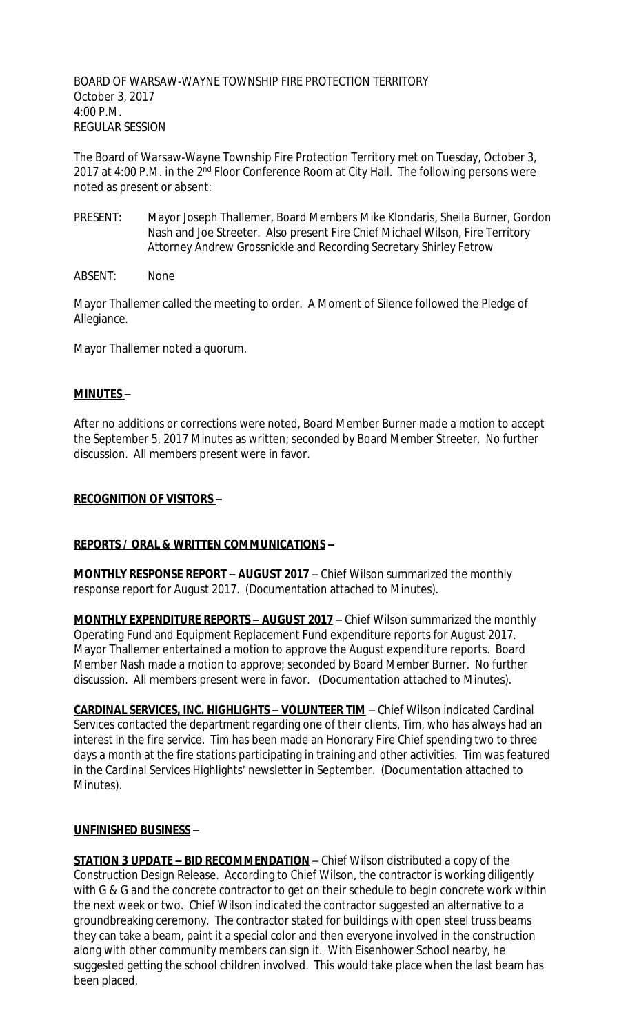BOARD OF WARSAW-WAYNE TOWNSHIP FIRE PROTECTION TERRITORY
October 3, 2017
4:00 P.M.
REGULAR SESSION

The Board of Warsaw-Wayne Township Fire Protection Territory met on Tuesday, October 3, 2017 at 4:00 P.M. in the 2nd Floor Conference Room at City Hall. The following persons were noted as present or absent:

PRESENT: Mayor Joseph Thallemer, Board Members Mike Klondaris, Sheila Burner, Gordon Nash and Joe Streeter. Also present Fire Chief Michael Wilson, Fire Territory Attorney Andrew Grossnickle and Recording Secretary Shirley Fetrow

ABSENT: None

Mayor Thallemer called the meeting to order. A Moment of Silence followed the Pledge of Allegiance.

Mayor Thallemer noted a quorum.

**MINUTES –**

After no additions or corrections were noted, Board Member Burner made a motion to accept the September 5, 2017 Minutes as written; seconded by Board Member Streeter. No further discussion. All members present were in favor.

**RECOGNITION OF VISITORS –**

**REPORTS / ORAL & WRITTEN COMMUNICATIONS –**

**MONTHLY RESPONSE REPORT – AUGUST 2017** – Chief Wilson summarized the monthly response report for August 2017. (Documentation attached to Minutes).

**MONTHLY EXPENDITURE REPORTS – AUGUST 2017** – Chief Wilson summarized the monthly Operating Fund and Equipment Replacement Fund expenditure reports for August 2017. Mayor Thallemer entertained a motion to approve the August expenditure reports. Board Member Nash made a motion to approve; seconded by Board Member Burner. No further discussion. All members present were in favor. (Documentation attached to Minutes).

**CARDINAL SERVICES, INC. HIGHLIGHTS – VOLUNTEER TIM** – Chief Wilson indicated Cardinal Services contacted the department regarding one of their clients, Tim, who has always had an interest in the fire service. Tim has been made an Honorary Fire Chief spending two to three days a month at the fire stations participating in training and other activities. Tim was featured in the Cardinal Services Highlights' newsletter in September. (Documentation attached to Minutes).

**UNFINISHED BUSINESS –**

**STATION 3 UPDATE – BID RECOMMENDATION** – Chief Wilson distributed a copy of the Construction Design Release. According to Chief Wilson, the contractor is working diligently with G & G and the concrete contractor to get on their schedule to begin concrete work within the next week or two. Chief Wilson indicated the contractor suggested an alternative to a groundbreaking ceremony. The contractor stated for buildings with open steel truss beams they can take a beam, paint it a special color and then everyone involved in the construction along with other community members can sign it. With Eisenhower School nearby, he suggested getting the school children involved. This would take place when the last beam has been placed.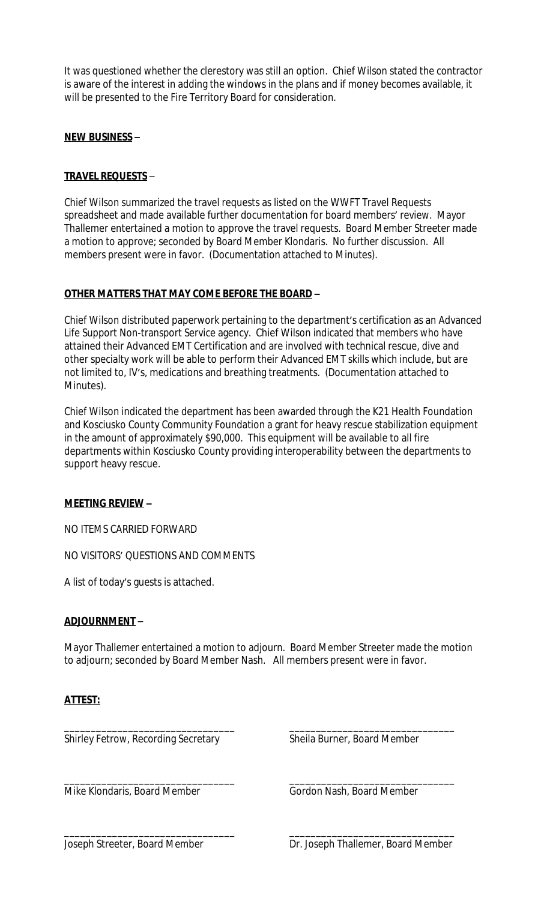It was questioned whether the clerestory was still an option. Chief Wilson stated the contractor is aware of the interest in adding the windows in the plans and if money becomes available, it will be presented to the Fire Territory Board for consideration.

**NEW BUSINESS** –

**TRAVEL REQUESTS** –

Chief Wilson summarized the travel requests as listed on the WWFT Travel Requests spreadsheet and made available further documentation for board members' review. Mayor Thallemer entertained a motion to approve the travel requests. Board Member Streeter made a motion to approve; seconded by Board Member Klondaris. No further discussion. All members present were in favor. (Documentation attached to Minutes).

**OTHER MATTERS THAT MAY COME BEFORE THE BOARD** –

Chief Wilson distributed paperwork pertaining to the department's certification as an Advanced Life Support Non-transport Service agency. Chief Wilson indicated that members who have attained their Advanced EMT Certification and are involved with technical rescue, dive and other specialty work will be able to perform their Advanced EMT skills which include, but are not limited to, IV's, medications and breathing treatments. (Documentation attached to Minutes).

Chief Wilson indicated the department has been awarded through the K21 Health Foundation and Kosciusko County Community Foundation a grant for heavy rescue stabilization equipment in the amount of approximately $90,000. This equipment will be available to all fire departments within Kosciusko County providing interoperability between the departments to support heavy rescue.

**MEETING REVIEW** –

NO ITEMS CARRIED FORWARD

NO VISITORS' QUESTIONS AND COMMENTS

A list of today's guests is attached.

**ADJOURNMENT** –

Mayor Thallemer entertained a motion to adjourn. Board Member Streeter made the motion to adjourn; seconded by Board Member Nash. All members present were in favor.

**ATTEST:**

_______________________________
Shirley Fetrow, Recording Secretary

_______________________________
Sheila Burner, Board Member

_______________________________
Mike Klondaris, Board Member

_______________________________
Gordon Nash, Board Member

_______________________________
Joseph Streeter, Board Member

_______________________________
Dr. Joseph Thallemer, Board Member